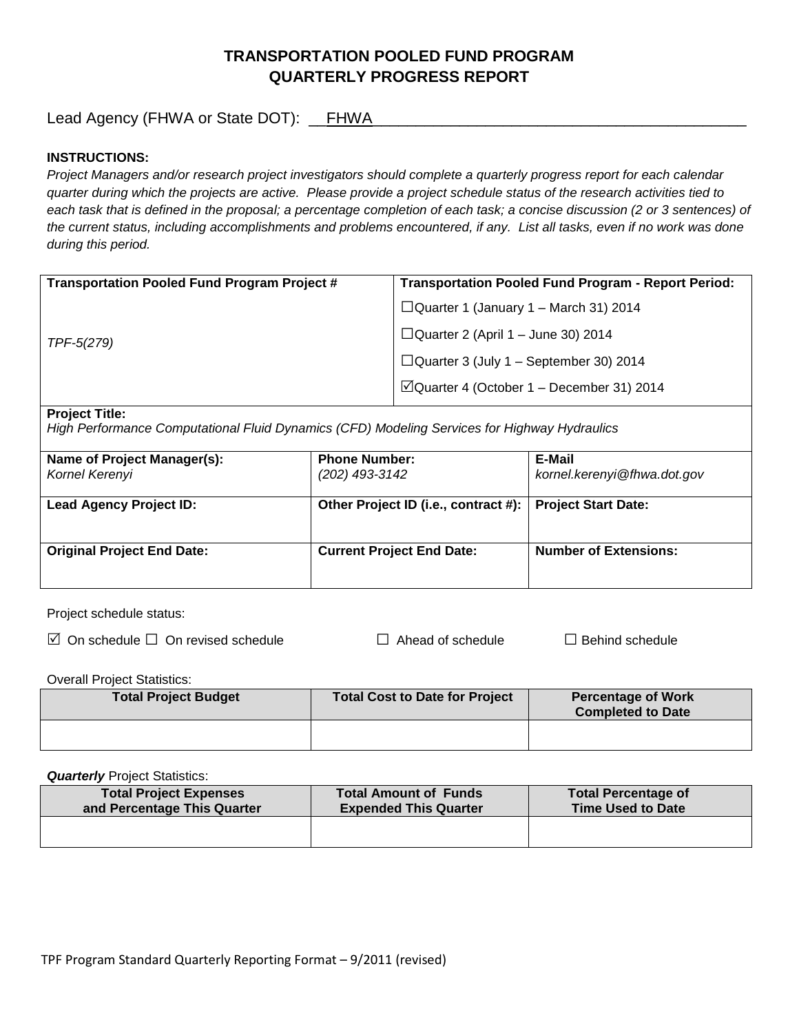# TRANSPORTATION POOLED FUND PROGRAM
# QUARTERLY PROGRESS REPORT

Lead Agency (FHWA or State DOT): __FHWA____________________________________________

**INSTRUCTIONS:**

*Project Managers and/or research project investigators should complete a quarterly progress report for each calendar quarter during which the projects are active. Please provide a project schedule status of the research activities tied to each task that is defined in the proposal; a percentage completion of each task; a concise discussion (2 or 3 sentences) of the current status, including accomplishments and problems encountered, if any. List all tasks, even if no work was done during this period.*

| **Transportation Pooled Fund Program Project #** | **Transportation Pooled Fund Program - Report Period:** |
|---|---|
| *TPF-5(279)* | ☐Quarter 1 (January 1 – March 31) 2014<br>☐Quarter 2 (April 1 – June 30) 2014<br>☐Quarter 3 (July 1 – September 30) 2014<br>☑Quarter 4 (October 1 – December 31) 2014 |

**Project Title:**
*High Performance Computational Fluid Dynamics (CFD) Modeling Services for Highway Hydraulics*

| **Name of Project Manager(s):** *Kornel Kerenyi* | **Phone Number:** *(202) 493-3142* | **E-Mail** *kornel.kerenyi@fhwa.dot.gov* |
|---|---|---|
| **Lead Agency Project ID:** | **Other Project ID (i.e., contract #):** | **Project Start Date:** |
| **Original Project End Date:** | **Current Project End Date:** | **Number of Extensions:** |

Project schedule status:

☑ On schedule ☐ On revised schedule ☐ Ahead of schedule ☐ Behind schedule

Overall Project Statistics:

| Total Project Budget | Total Cost to Date for Project | Percentage of Work Completed to Date |
|---|---|---|
| | | |

***Quarterly*** Project Statistics:

| Total Project Expenses and Percentage This Quarter | Total Amount of Funds Expended This Quarter | Total Percentage of Time Used to Date |
|---|---|---|
| | | |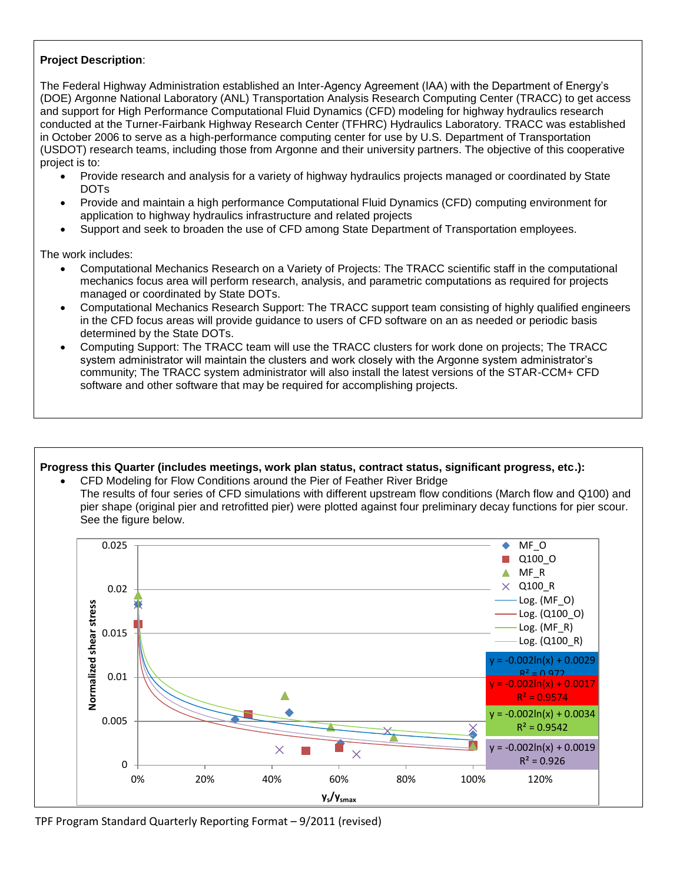**Project Description**:

The Federal Highway Administration established an Inter-Agency Agreement (IAA) with the Department of Energy's (DOE) Argonne National Laboratory (ANL) Transportation Analysis Research Computing Center (TRACC) to get access and support for High Performance Computational Fluid Dynamics (CFD) modeling for highway hydraulics research conducted at the Turner-Fairbank Highway Research Center (TFHRC) Hydraulics Laboratory. TRACC was established in October 2006 to serve as a high-performance computing center for use by U.S. Department of Transportation (USDOT) research teams, including those from Argonne and their university partners. The objective of this cooperative project is to:

- Provide research and analysis for a variety of highway hydraulics projects managed or coordinated by State DOTs
- Provide and maintain a high performance Computational Fluid Dynamics (CFD) computing environment for application to highway hydraulics infrastructure and related projects
- Support and seek to broaden the use of CFD among State Department of Transportation employees.

The work includes:

- Computational Mechanics Research on a Variety of Projects: The TRACC scientific staff in the computational mechanics focus area will perform research, analysis, and parametric computations as required for projects managed or coordinated by State DOTs.
- Computational Mechanics Research Support: The TRACC support team consisting of highly qualified engineers in the CFD focus areas will provide guidance to users of CFD software on an as needed or periodic basis determined by the State DOTs.
- Computing Support: The TRACC team will use the TRACC clusters for work done on projects; The TRACC system administrator will maintain the clusters and work closely with the Argonne system administrator's community; The TRACC system administrator will also install the latest versions of the STAR-CCM+ CFD software and other software that may be required for accomplishing projects.

**Progress this Quarter (includes meetings, work plan status, contract status, significant progress, etc.):**

- CFD Modeling for Flow Conditions around the Pier of Feather River Bridge
  The results of four series of CFD simulations with different upstream flow conditions (March flow and Q100) and pier shape (original pier and retrofitted pier) were plotted against four preliminary decay functions for pier scour. See the figure below.

Chart legend: MF_O, Q100_O, MF_R, Q100_R; Log. (MF_O), Log. (Q100_O), Log. (MF_R), Log. (Q100_R)

- $y = -0.002\ln(x) + 0.0029$, $R^2 = 0.972$
- $y = -0.002\ln(x) + 0.0017$, $R^2 = 0.9574$
- $y = -0.002\ln(x) + 0.0034$, $R^2 = 0.9542$
- $y = -0.002\ln(x) + 0.0019$, $R^2 = 0.926$

Y-axis: Normalized shear stress; X-axis: $y_s/y_{smax}$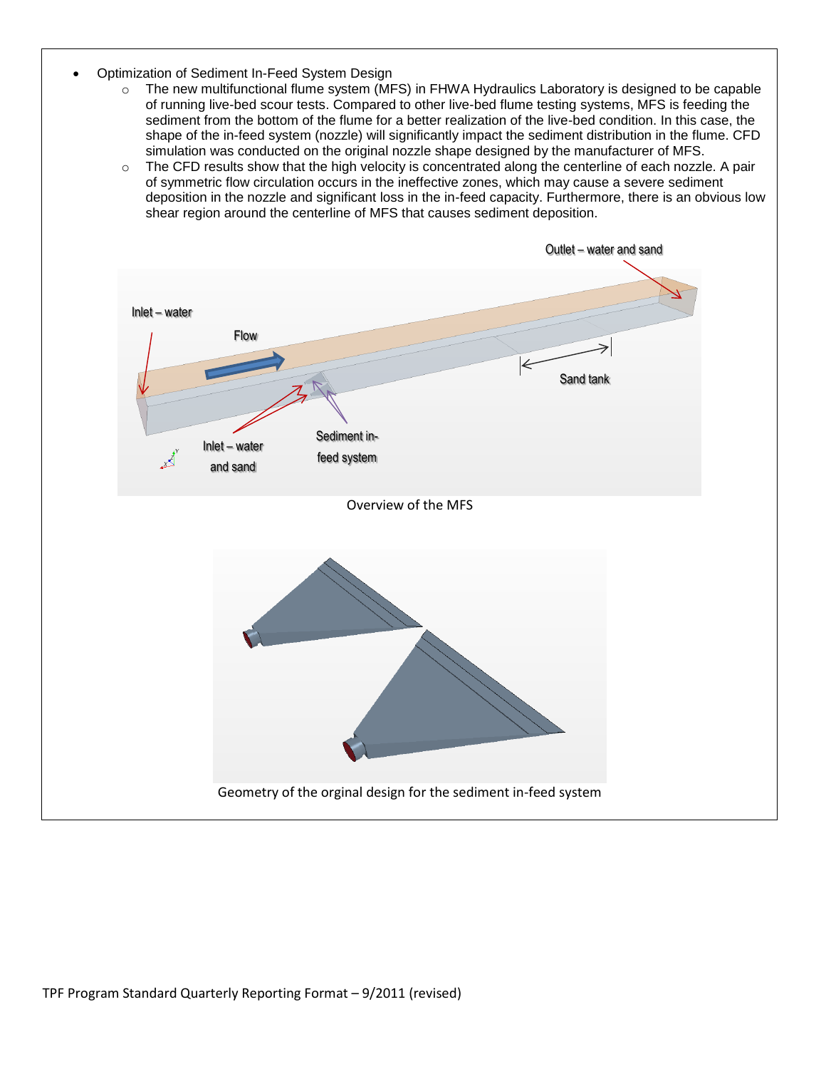- Optimization of Sediment In-Feed System Design
  - The new multifunctional flume system (MFS) in FHWA Hydraulics Laboratory is designed to be capable of running live-bed scour tests. Compared to other live-bed flume testing systems, MFS is feeding the sediment from the bottom of the flume for a better realization of the live-bed condition. In this case, the shape of the in-feed system (nozzle) will significantly impact the sediment distribution in the flume. CFD simulation was conducted on the original nozzle shape designed by the manufacturer of MFS.
  - The CFD results show that the high velocity is concentrated along the centerline of each nozzle. A pair of symmetric flow circulation occurs in the ineffective zones, which may cause a severe sediment deposition in the nozzle and significant loss in the in-feed capacity. Furthermore, there is an obvious low shear region around the centerline of MFS that causes sediment deposition.

Overview of the MFS

Geometry of the orginal design for the sediment in-feed system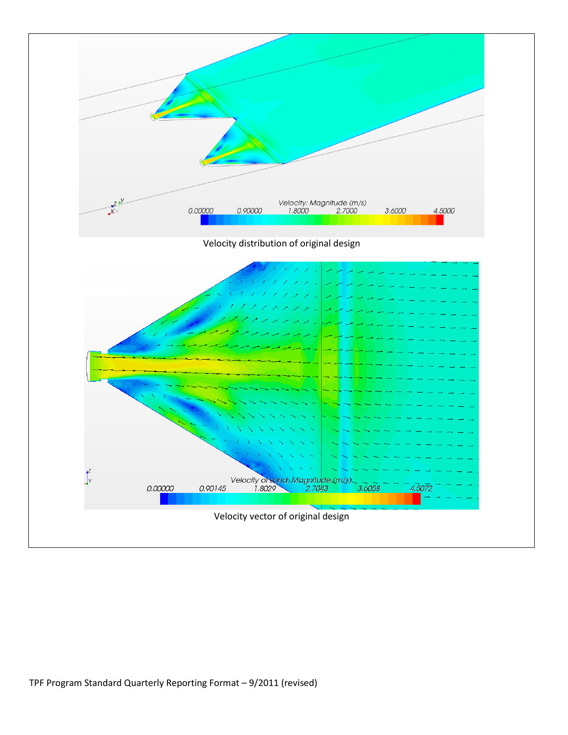Velocity distribution of original design

Velocity vector of original design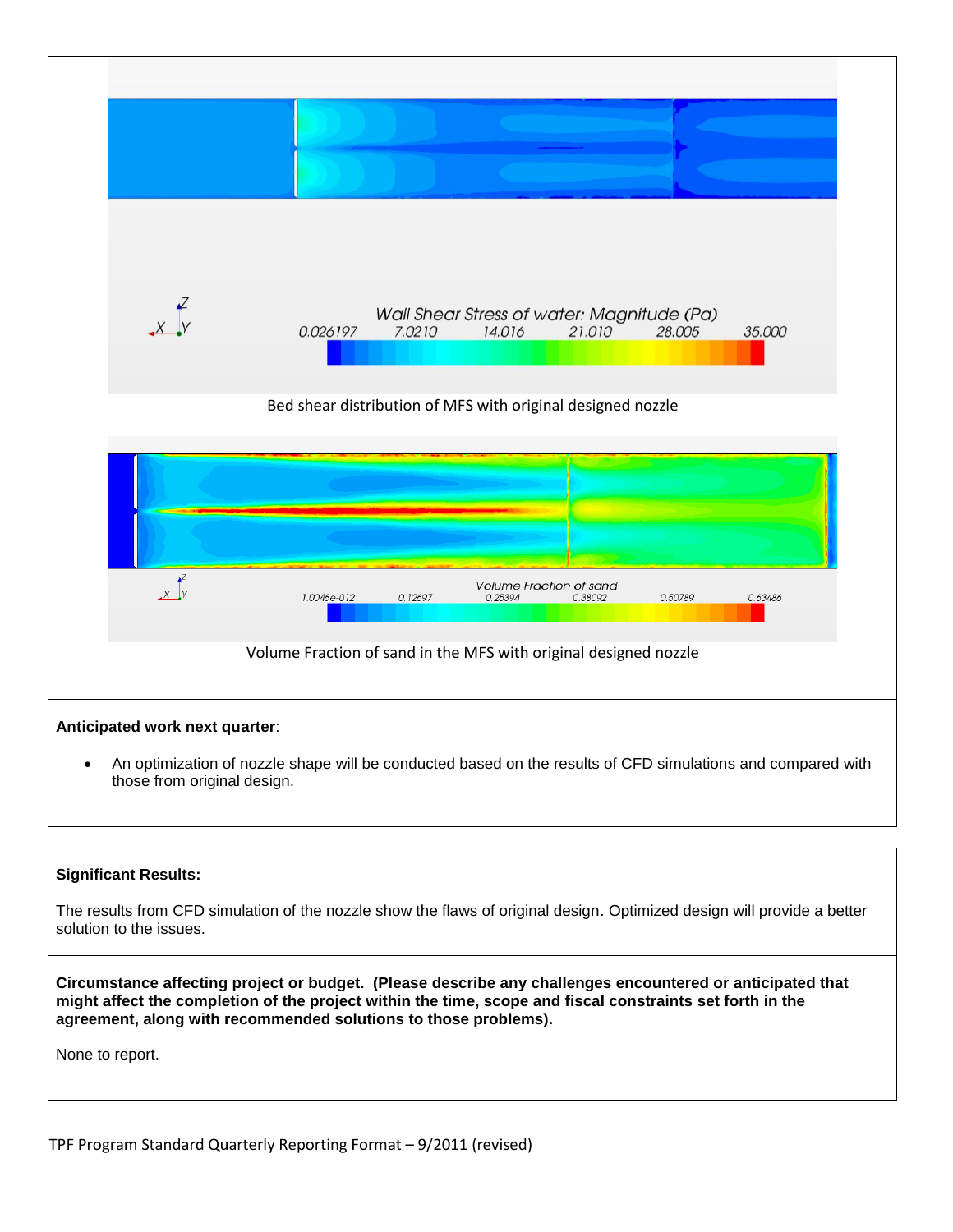Wall Shear Stress of water: Magnitude (Pa)

0.026197 7.0210 14.016 21.010 28.005 35.000

Bed shear distribution of MFS with original designed nozzle

Volume Fraction of sand

1.0046e-012 0.12697 0.25394 0.38092 0.50789 0.63486

Volume Fraction of sand in the MFS with original designed nozzle

**Anticipated work next quarter**:

- An optimization of nozzle shape will be conducted based on the results of CFD simulations and compared with those from original design.

**Significant Results:**

The results from CFD simulation of the nozzle show the flaws of original design. Optimized design will provide a better solution to the issues.

**Circumstance affecting project or budget. (Please describe any challenges encountered or anticipated that might affect the completion of the project within the time, scope and fiscal constraints set forth in the agreement, along with recommended solutions to those problems).**

None to report.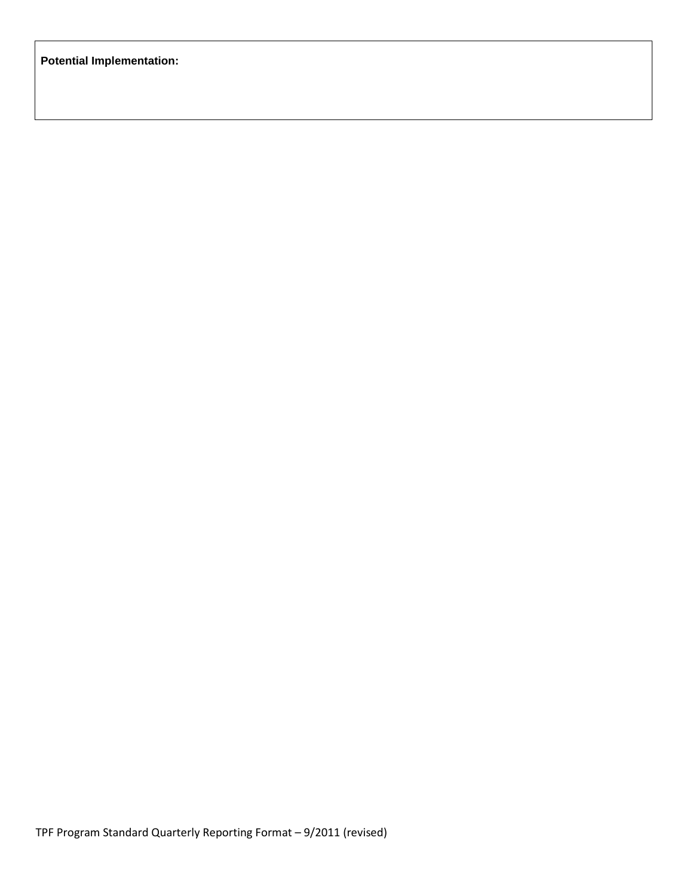**Potential Implementation:**